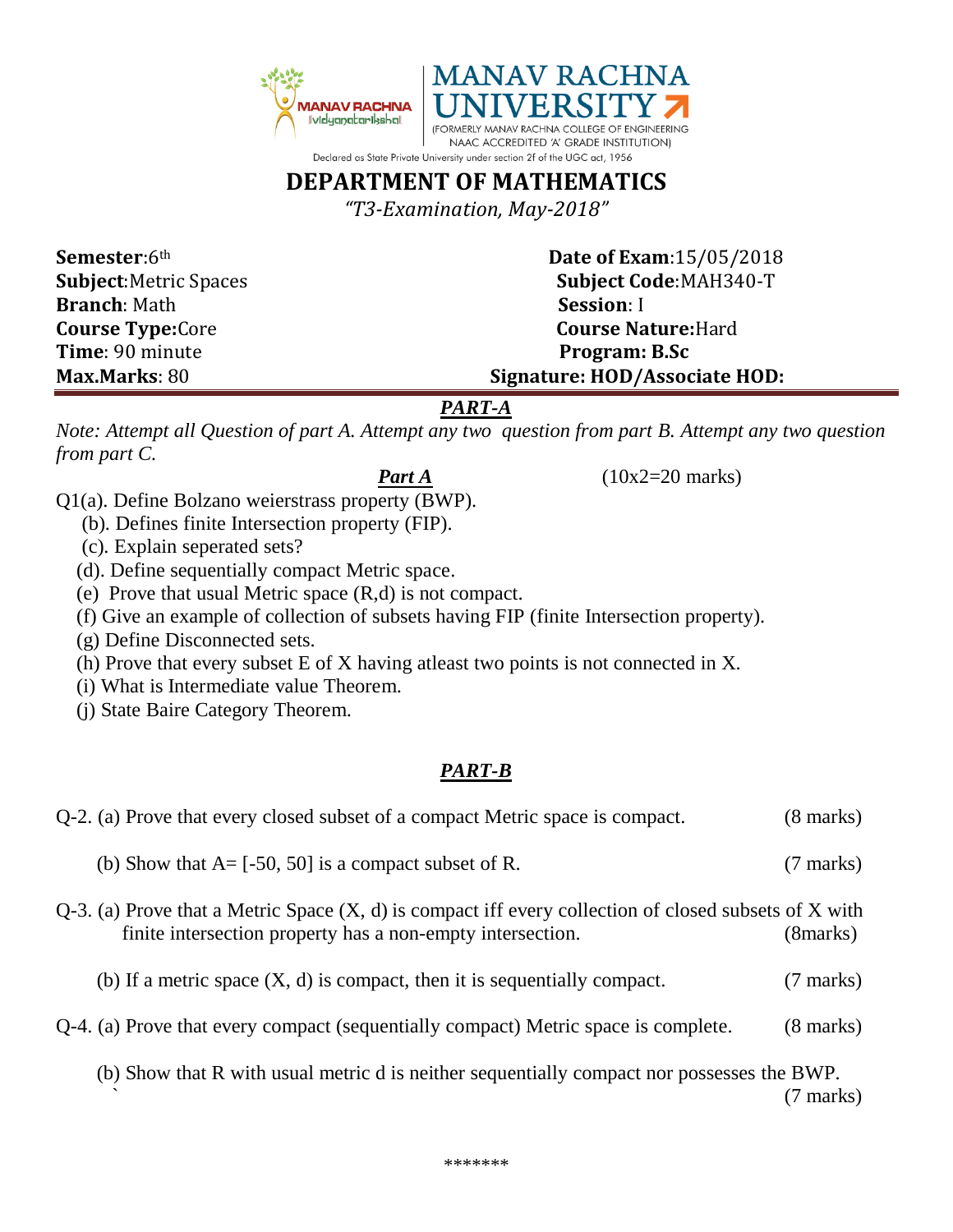MANAV RACHNA UNIVERSITY

(FORMERLY MANAV RACHNA COLLEGE OF ENGINEERING NAAC ACCREDITED 'A' GRADE INSTITUTION)

Declared as State Private University under section 2f of the UGC act, 1956

# DEPARTMENT OF MATHEMATICS

*"T3-Examination, May-2018"*

**Semester**: 6th **Date of Exam**: 15/05/2018
**Subject**: Metric Spaces **Subject Code**: MAH340-T
**Branch**: Math **Session**: I
**Course Type:** Core **Course Nature:** Hard
**Time**: 90 minute **Program: B.Sc**
**Max.Marks**: 80 **Signature: HOD/Associate HOD:**

## *PART-A*

*Note: Attempt all Question of part A. Attempt any two question from part B. Attempt any two question from part C.*

***Part A*** (10x2=20 marks)

Q1(a). Define Bolzano weierstrass property (BWP).

(b). Defines finite Intersection property (FIP).

(c). Explain seperated sets?

(d). Define sequentially compact Metric space.

(e) Prove that usual Metric space (R,d) is not compact.

(f) Give an example of collection of subsets having FIP (finite Intersection property).

(g) Define Disconnected sets.

(h) Prove that every subset E of X having atleast two points is not connected in X.

(i) What is Intermediate value Theorem.

(j) State Baire Category Theorem.

## *PART-B*

Q-2. (a) Prove that every closed subset of a compact Metric space is compact. (8 marks)

(b) Show that A= [-50, 50] is a compact subset of R. (7 marks)

Q-3. (a) Prove that a Metric Space (X, d) is compact iff every collection of closed subsets of X with finite intersection property has a non-empty intersection. (8marks)

(b) If a metric space (X, d) is compact, then it is sequentially compact. (7 marks)

Q-4. (a) Prove that every compact (sequentially compact) Metric space is complete. (8 marks)

(b) Show that R with usual metric d is neither sequentially compact nor possesses the BWP. (7 marks)

*******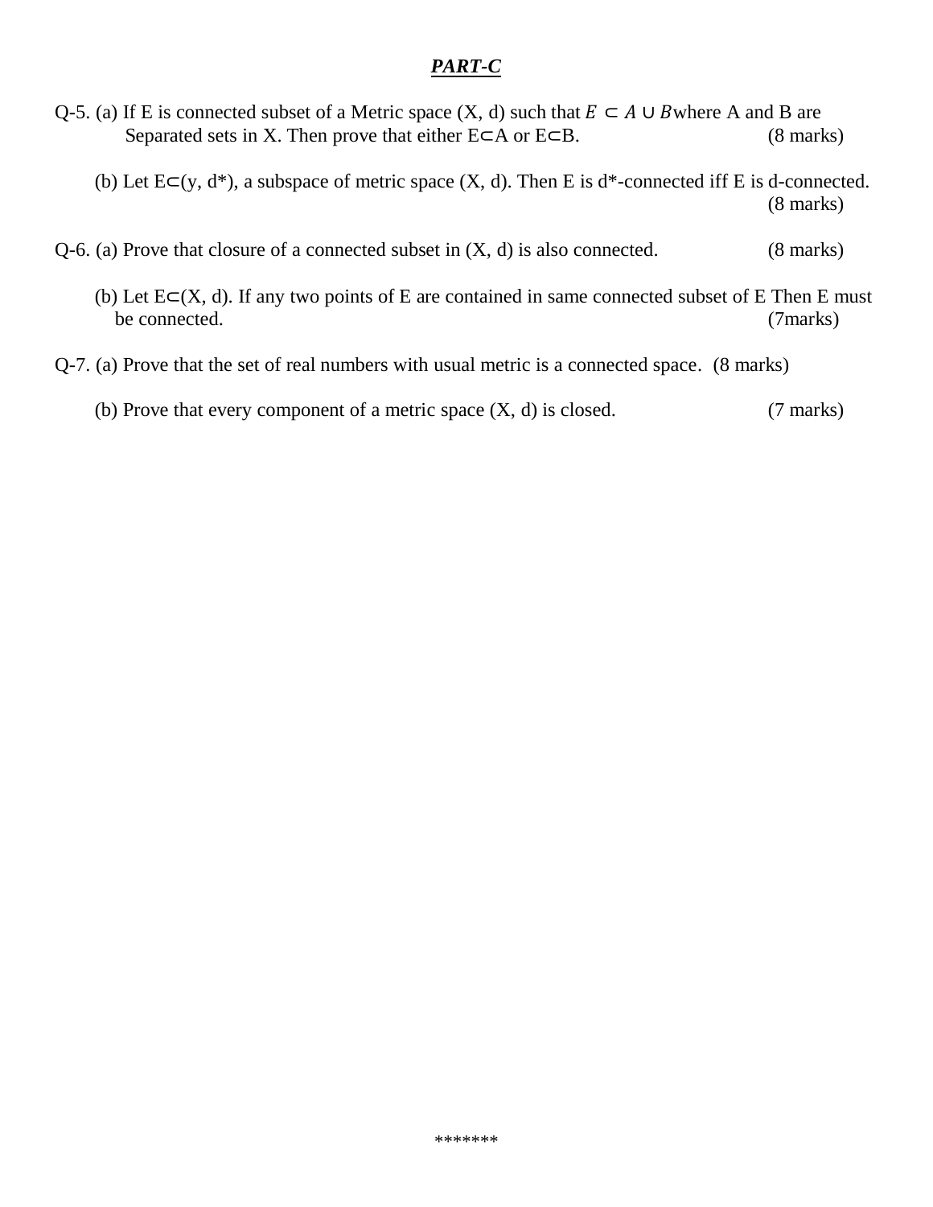## ***PART-C***

Q-5. (a) If E is connected subset of a Metric space (X, d) such that $E \subset A \cup B$ where A and B are Separated sets in X. Then prove that either $E \subset A$ or $E \subset B$. (8 marks)

(b) Let $E \subset (y, d^*)$, a subspace of metric space (X, d). Then E is $d^*$-connected iff E is d-connected. (8 marks)

Q-6. (a) Prove that closure of a connected subset in (X, d) is also connected. (8 marks)

(b) Let $E \subset (X, d)$. If any two points of E are contained in same connected subset of E Then E must be connected. (7marks)

Q-7. (a) Prove that the set of real numbers with usual metric is a connected space. (8 marks)

(b) Prove that every component of a metric space (X, d) is closed. (7 marks)

*******